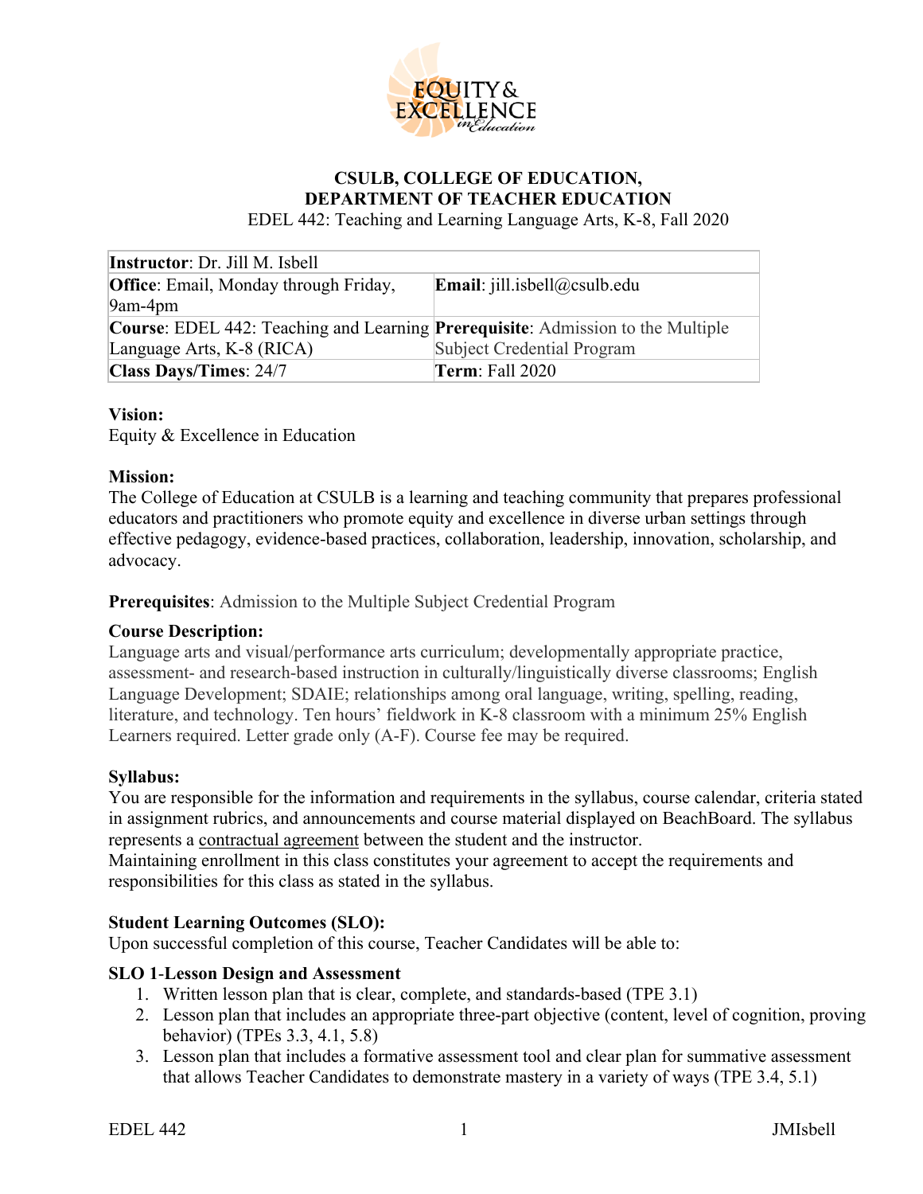**CSULB, COLLEGE OF EDUCATION,**
**DEPARTMENT OF TEACHER EDUCATION**

EDEL 442: Teaching and Learning Language Arts, K-8, Fall 2020

| **Instructor**: Dr. Jill M. Isbell | |
|---|---|
| **Office**: Email, Monday through Friday, 9am-4pm | **Email**: jill.isbell@csulb.edu |
| **Course**: EDEL 442: Teaching and Learning Language Arts, K-8 (RICA) | **Prerequisite**: Admission to the Multiple Subject Credential Program |
| **Class Days/Times**: 24/7 | **Term**: Fall 2020 |

**Vision:**
Equity & Excellence in Education

**Mission:**
The College of Education at CSULB is a learning and teaching community that prepares professional educators and practitioners who promote equity and excellence in diverse urban settings through effective pedagogy, evidence-based practices, collaboration, leadership, innovation, scholarship, and advocacy.

**Prerequisites**: Admission to the Multiple Subject Credential Program

**Course Description:**
Language arts and visual/performance arts curriculum; developmentally appropriate practice, assessment- and research-based instruction in culturally/linguistically diverse classrooms; English Language Development; SDAIE; relationships among oral language, writing, spelling, reading, literature, and technology. Ten hours' fieldwork in K-8 classroom with a minimum 25% English Learners required. Letter grade only (A-F). Course fee may be required.

**Syllabus:**
You are responsible for the information and requirements in the syllabus, course calendar, criteria stated in assignment rubrics, and announcements and course material displayed on BeachBoard. The syllabus represents a contractual agreement between the student and the instructor.
Maintaining enrollment in this class constitutes your agreement to accept the requirements and responsibilities for this class as stated in the syllabus.

**Student Learning Outcomes (SLO):**
Upon successful completion of this course, Teacher Candidates will be able to:

**SLO 1-Lesson Design and Assessment**

1. Written lesson plan that is clear, complete, and standards-based (TPE 3.1)
2. Lesson plan that includes an appropriate three-part objective (content, level of cognition, proving behavior) (TPEs 3.3, 4.1, 5.8)
3. Lesson plan that includes a formative assessment tool and clear plan for summative assessment that allows Teacher Candidates to demonstrate mastery in a variety of ways (TPE 3.4, 5.1)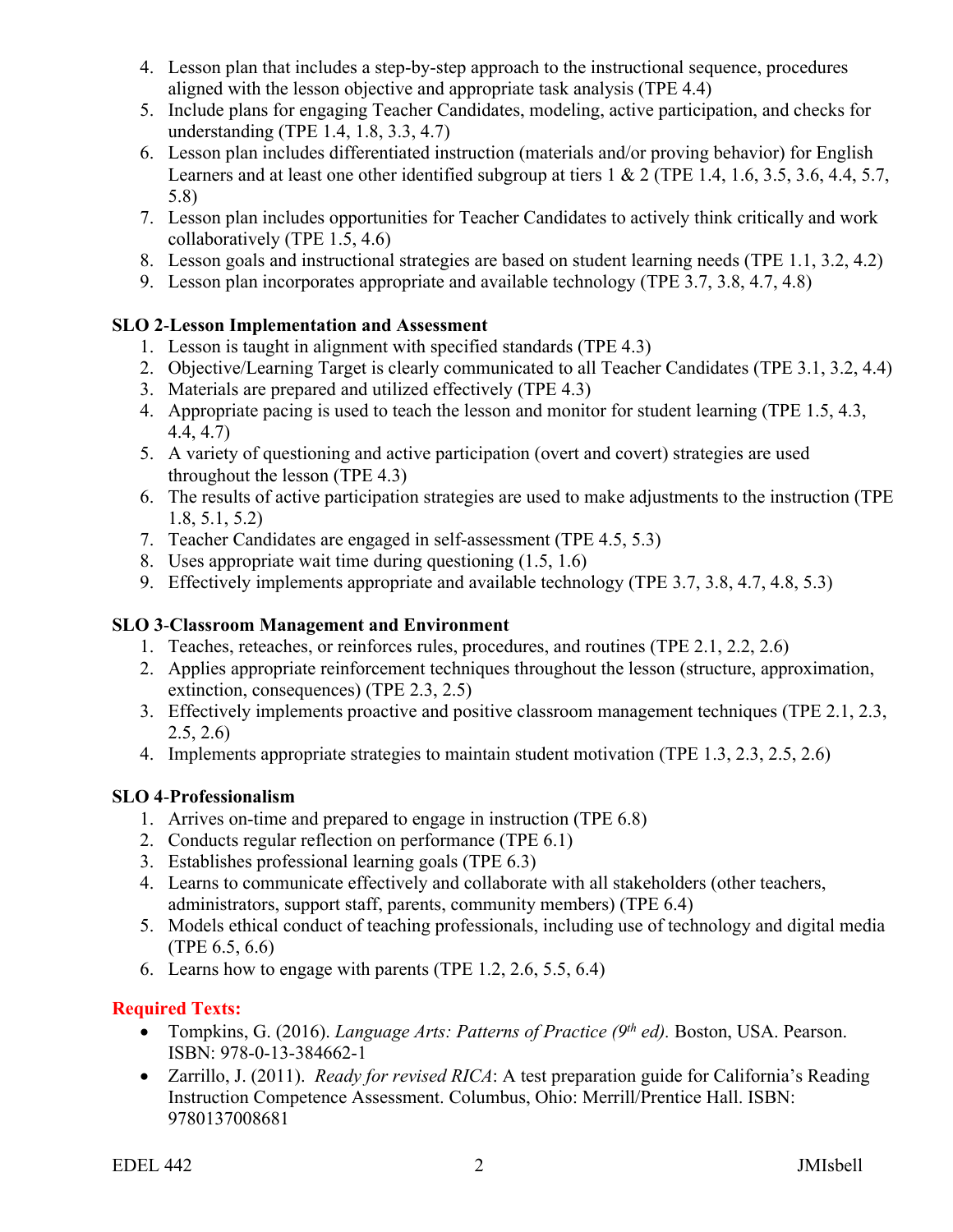4. Lesson plan that includes a step-by-step approach to the instructional sequence, procedures aligned with the lesson objective and appropriate task analysis (TPE 4.4)
5. Include plans for engaging Teacher Candidates, modeling, active participation, and checks for understanding (TPE 1.4, 1.8, 3.3, 4.7)
6. Lesson plan includes differentiated instruction (materials and/or proving behavior) for English Learners and at least one other identified subgroup at tiers 1 & 2 (TPE 1.4, 1.6, 3.5, 3.6, 4.4, 5.7, 5.8)
7. Lesson plan includes opportunities for Teacher Candidates to actively think critically and work collaboratively (TPE 1.5, 4.6)
8. Lesson goals and instructional strategies are based on student learning needs (TPE 1.1, 3.2, 4.2)
9. Lesson plan incorporates appropriate and available technology (TPE 3.7, 3.8, 4.7, 4.8)

**SLO 2-Lesson Implementation and Assessment**

1. Lesson is taught in alignment with specified standards (TPE 4.3)
2. Objective/Learning Target is clearly communicated to all Teacher Candidates (TPE 3.1, 3.2, 4.4)
3. Materials are prepared and utilized effectively (TPE 4.3)
4. Appropriate pacing is used to teach the lesson and monitor for student learning (TPE 1.5, 4.3, 4.4, 4.7)
5. A variety of questioning and active participation (overt and covert) strategies are used throughout the lesson (TPE 4.3)
6. The results of active participation strategies are used to make adjustments to the instruction (TPE 1.8, 5.1, 5.2)
7. Teacher Candidates are engaged in self-assessment (TPE 4.5, 5.3)
8. Uses appropriate wait time during questioning (1.5, 1.6)
9. Effectively implements appropriate and available technology (TPE 3.7, 3.8, 4.7, 4.8, 5.3)

**SLO 3-Classroom Management and Environment**

1. Teaches, reteaches, or reinforces rules, procedures, and routines (TPE 2.1, 2.2, 2.6)
2. Applies appropriate reinforcement techniques throughout the lesson (structure, approximation, extinction, consequences) (TPE 2.3, 2.5)
3. Effectively implements proactive and positive classroom management techniques (TPE 2.1, 2.3, 2.5, 2.6)
4. Implements appropriate strategies to maintain student motivation (TPE 1.3, 2.3, 2.5, 2.6)

**SLO 4-Professionalism**

1. Arrives on-time and prepared to engage in instruction (TPE 6.8)
2. Conducts regular reflection on performance (TPE 6.1)
3. Establishes professional learning goals (TPE 6.3)
4. Learns to communicate effectively and collaborate with all stakeholders (other teachers, administrators, support staff, parents, community members) (TPE 6.4)
5. Models ethical conduct of teaching professionals, including use of technology and digital media (TPE 6.5, 6.6)
6. Learns how to engage with parents (TPE 1.2, 2.6, 5.5, 6.4)

**Required Texts:**

- Tompkins, G. (2016). *Language Arts: Patterns of Practice (9th ed).* Boston, USA. Pearson. ISBN: 978-0-13-384662-1
- Zarrillo, J. (2011). *Ready for revised RICA*: A test preparation guide for California's Reading Instruction Competence Assessment. Columbus, Ohio: Merrill/Prentice Hall. ISBN: 9780137008681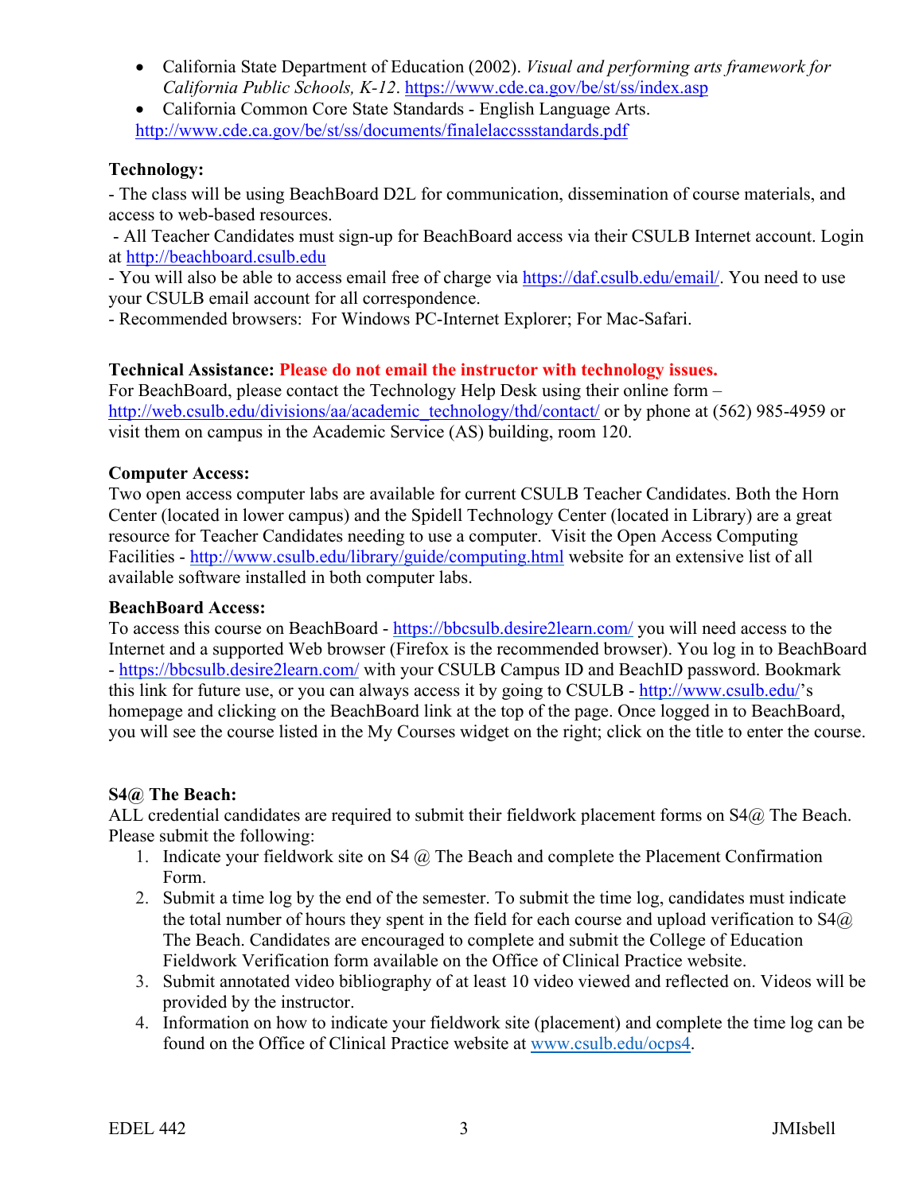- California State Department of Education (2002). *Visual and performing arts framework for California Public Schools, K-12*. https://www.cde.ca.gov/be/st/ss/index.asp
- California Common Core State Standards - English Language Arts. http://www.cde.ca.gov/be/st/ss/documents/finalelaccssstandards.pdf

**Technology:**

- The class will be using BeachBoard D2L for communication, dissemination of course materials, and access to web-based resources.
- All Teacher Candidates must sign-up for BeachBoard access via their CSULB Internet account. Login at http://beachboard.csulb.edu
- You will also be able to access email free of charge via https://daf.csulb.edu/email/. You need to use your CSULB email account for all correspondence.
- Recommended browsers: For Windows PC-Internet Explorer; For Mac-Safari.

**Technical Assistance: Please do not email the instructor with technology issues.**
For BeachBoard, please contact the Technology Help Desk using their online form – http://web.csulb.edu/divisions/aa/academic_technology/thd/contact/ or by phone at (562) 985-4959 or visit them on campus in the Academic Service (AS) building, room 120.

**Computer Access:**
Two open access computer labs are available for current CSULB Teacher Candidates. Both the Horn Center (located in lower campus) and the Spidell Technology Center (located in Library) are a great resource for Teacher Candidates needing to use a computer. Visit the Open Access Computing Facilities - http://www.csulb.edu/library/guide/computing.html website for an extensive list of all available software installed in both computer labs.

**BeachBoard Access:**
To access this course on BeachBoard - https://bbcsulb.desire2learn.com/ you will need access to the Internet and a supported Web browser (Firefox is the recommended browser). You log in to BeachBoard - https://bbcsulb.desire2learn.com/ with your CSULB Campus ID and BeachID password. Bookmark this link for future use, or you can always access it by going to CSULB - http://www.csulb.edu/'s homepage and clicking on the BeachBoard link at the top of the page. Once logged in to BeachBoard, you will see the course listed in the My Courses widget on the right; click on the title to enter the course.

**S4@ The Beach:**
ALL credential candidates are required to submit their fieldwork placement forms on S4@ The Beach. Please submit the following:

1. Indicate your fieldwork site on S4 @ The Beach and complete the Placement Confirmation Form.
2. Submit a time log by the end of the semester. To submit the time log, candidates must indicate the total number of hours they spent in the field for each course and upload verification to S4@ The Beach. Candidates are encouraged to complete and submit the College of Education Fieldwork Verification form available on the Office of Clinical Practice website.
3. Submit annotated video bibliography of at least 10 video viewed and reflected on. Videos will be provided by the instructor.
4. Information on how to indicate your fieldwork site (placement) and complete the time log can be found on the Office of Clinical Practice website at www.csulb.edu/ocps4.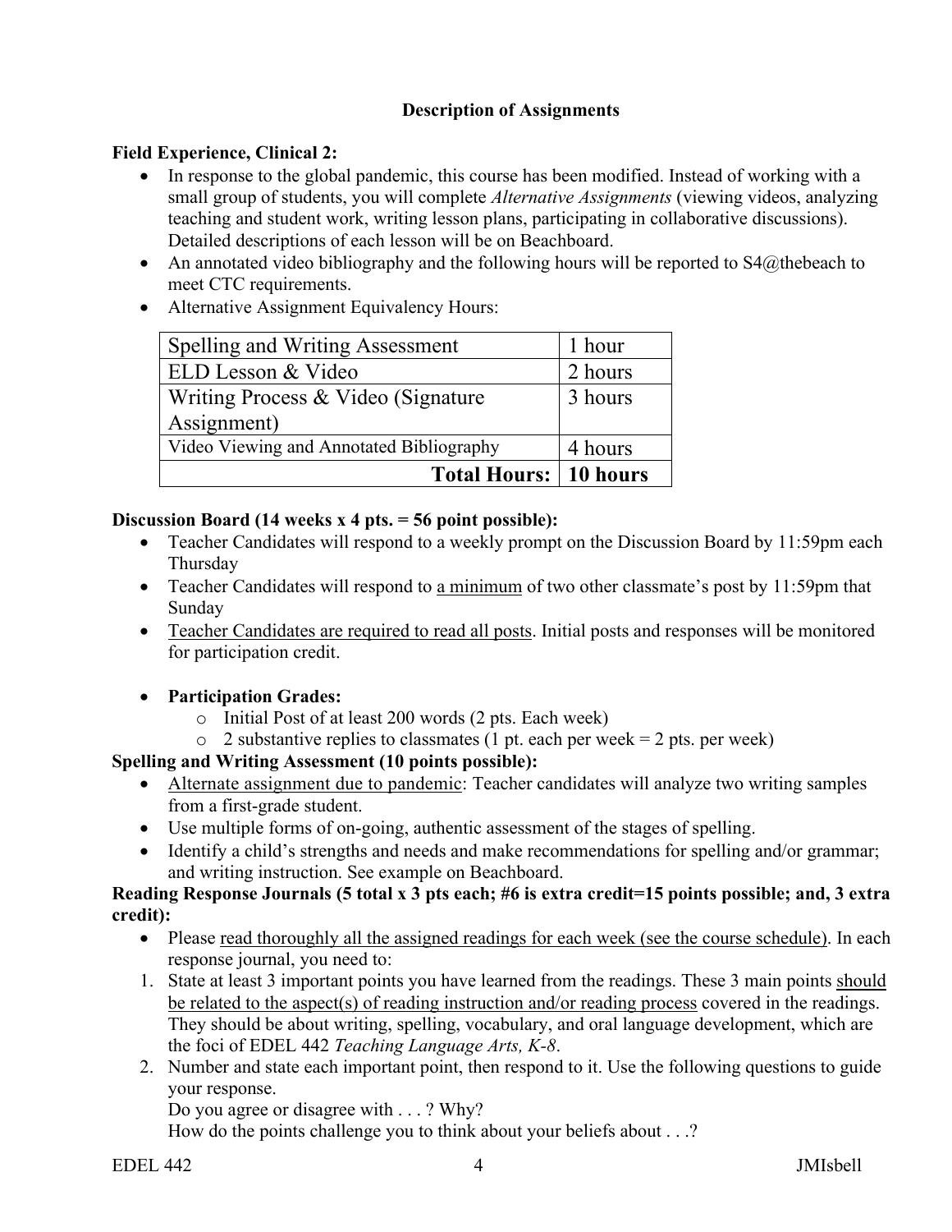## Description of Assignments

**Field Experience, Clinical 2:**

- In response to the global pandemic, this course has been modified. Instead of working with a small group of students, you will complete *Alternative Assignments* (viewing videos, analyzing teaching and student work, writing lesson plans, participating in collaborative discussions). Detailed descriptions of each lesson will be on Beachboard.
- An annotated video bibliography and the following hours will be reported to S4@thebeach to meet CTC requirements.
- Alternative Assignment Equivalency Hours:

| Spelling and Writing Assessment | 1 hour |
|---|---|
| ELD Lesson & Video | 2 hours |
| Writing Process & Video (Signature Assignment) | 3 hours |
| Video Viewing and Annotated Bibliography | 4 hours |
| **Total Hours:** | **10 hours** |

**Discussion Board (14 weeks x 4 pts. = 56 point possible):**

- Teacher Candidates will respond to a weekly prompt on the Discussion Board by 11:59pm each Thursday
- Teacher Candidates will respond to <u>a minimum</u> of two other classmate's post by 11:59pm that Sunday
- <u>Teacher Candidates are required to read all posts</u>. Initial posts and responses will be monitored for participation credit.

- **Participation Grades:**
  - Initial Post of at least 200 words (2 pts. Each week)
  - 2 substantive replies to classmates (1 pt. each per week = 2 pts. per week)

**Spelling and Writing Assessment (10 points possible):**

- <u>Alternate assignment due to pandemic</u>: Teacher candidates will analyze two writing samples from a first-grade student.
- Use multiple forms of on-going, authentic assessment of the stages of spelling.
- Identify a child's strengths and needs and make recommendations for spelling and/or grammar; and writing instruction. See example on Beachboard.

**Reading Response Journals (5 total x 3 pts each; #6 is extra credit=15 points possible; and, 3 extra credit):**

- Please <u>read thoroughly all the assigned readings for each week (see the course schedule)</u>. In each response journal, you need to:

1. State at least 3 important points you have learned from the readings. These 3 main points <u>should be related to the aspect(s) of reading instruction and/or reading process</u> covered in the readings. They should be about writing, spelling, vocabulary, and oral language development, which are the foci of EDEL 442 *Teaching Language Arts, K-8*.
2. Number and state each important point, then respond to it. Use the following questions to guide your response.
   Do you agree or disagree with . . . ? Why?
   How do the points challenge you to think about your beliefs about . . .?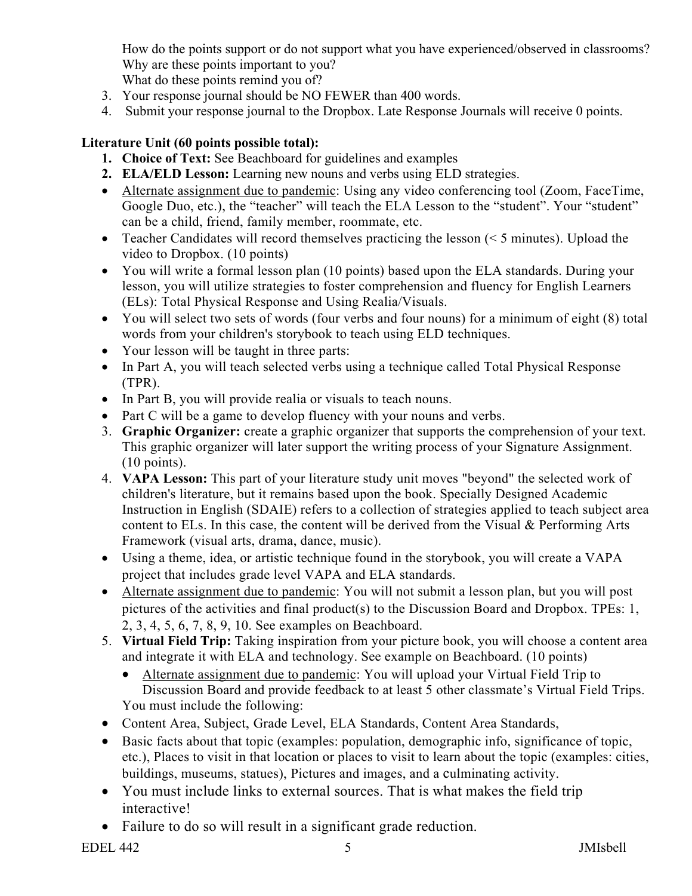How do the points support or do not support what you have experienced/observed in classrooms?
Why are these points important to you?
What do these points remind you of?

3. Your response journal should be NO FEWER than 400 words.
4. Submit your response journal to the Dropbox. Late Response Journals will receive 0 points.

**Literature Unit (60 points possible total):**

1. **Choice of Text:** See Beachboard for guidelines and examples
2. **ELA/ELD Lesson:** Learning new nouns and verbs using ELD strategies.

- <u>Alternate assignment due to pandemic</u>: Using any video conferencing tool (Zoom, FaceTime, Google Duo, etc.), the "teacher" will teach the ELA Lesson to the "student". Your "student" can be a child, friend, family member, roommate, etc.
- Teacher Candidates will record themselves practicing the lesson (< 5 minutes). Upload the video to Dropbox. (10 points)
- You will write a formal lesson plan (10 points) based upon the ELA standards. During your lesson, you will utilize strategies to foster comprehension and fluency for English Learners (ELs): Total Physical Response and Using Realia/Visuals.
- You will select two sets of words (four verbs and four nouns) for a minimum of eight (8) total words from your children's storybook to teach using ELD techniques.
- Your lesson will be taught in three parts:
- In Part A, you will teach selected verbs using a technique called Total Physical Response (TPR).
- In Part B, you will provide realia or visuals to teach nouns.
- Part C will be a game to develop fluency with your nouns and verbs.

3. **Graphic Organizer:** create a graphic organizer that supports the comprehension of your text. This graphic organizer will later support the writing process of your Signature Assignment. (10 points).
4. **VAPA Lesson:** This part of your literature study unit moves "beyond" the selected work of children's literature, but it remains based upon the book. Specially Designed Academic Instruction in English (SDAIE) refers to a collection of strategies applied to teach subject area content to ELs. In this case, the content will be derived from the Visual & Performing Arts Framework (visual arts, drama, dance, music).

- Using a theme, idea, or artistic technique found in the storybook, you will create a VAPA project that includes grade level VAPA and ELA standards.
- <u>Alternate assignment due to pandemic</u>: You will not submit a lesson plan, but you will post pictures of the activities and final product(s) to the Discussion Board and Dropbox. TPEs: 1, 2, 3, 4, 5, 6, 7, 8, 9, 10. See examples on Beachboard.

5. **Virtual Field Trip:** Taking inspiration from your picture book, you will choose a content area and integrate it with ELA and technology. See example on Beachboard. (10 points)
   - <u>Alternate assignment due to pandemic</u>: You will upload your Virtual Field Trip to Discussion Board and provide feedback to at least 5 other classmate's Virtual Field Trips.

   You must include the following:

- Content Area, Subject, Grade Level, ELA Standards, Content Area Standards,
- Basic facts about that topic (examples: population, demographic info, significance of topic, etc.), Places to visit in that location or places to visit to learn about the topic (examples: cities, buildings, museums, statues), Pictures and images, and a culminating activity.
- You must include links to external sources. That is what makes the field trip interactive!
- Failure to do so will result in a significant grade reduction.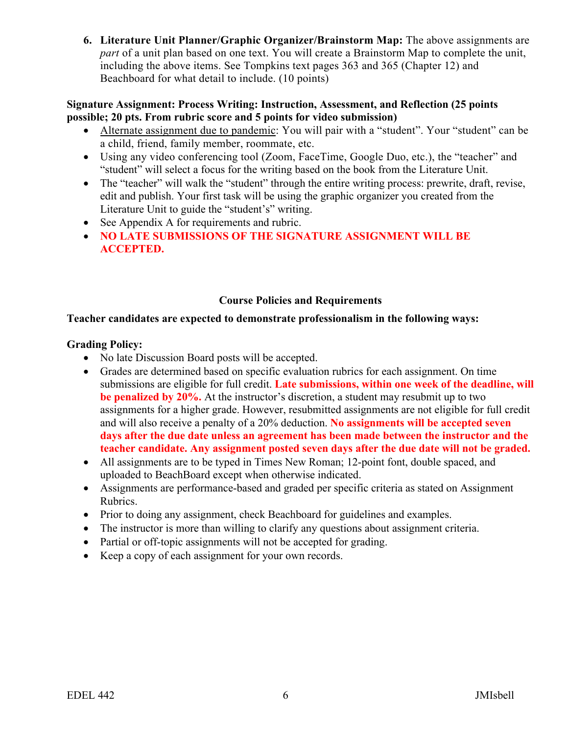6. **Literature Unit Planner/Graphic Organizer/Brainstorm Map:** The above assignments are *part* of a unit plan based on one text. You will create a Brainstorm Map to complete the unit, including the above items. See Tompkins text pages 363 and 365 (Chapter 12) and Beachboard for what detail to include. (10 points)

**Signature Assignment: Process Writing: Instruction, Assessment, and Reflection (25 points possible; 20 pts. From rubric score and 5 points for video submission)**

- Alternate assignment due to pandemic: You will pair with a "student". Your "student" can be a child, friend, family member, roommate, etc.
- Using any video conferencing tool (Zoom, FaceTime, Google Duo, etc.), the "teacher" and "student" will select a focus for the writing based on the book from the Literature Unit.
- The "teacher" will walk the "student" through the entire writing process: prewrite, draft, revise, edit and publish. Your first task will be using the graphic organizer you created from the Literature Unit to guide the "student's" writing.
- See Appendix A for requirements and rubric.
- **NO LATE SUBMISSIONS OF THE SIGNATURE ASSIGNMENT WILL BE ACCEPTED.**

## Course Policies and Requirements

**Teacher candidates are expected to demonstrate professionalism in the following ways:**

**Grading Policy:**

- No late Discussion Board posts will be accepted.
- Grades are determined based on specific evaluation rubrics for each assignment. On time submissions are eligible for full credit. **Late submissions, within one week of the deadline, will be penalized by 20%.** At the instructor's discretion, a student may resubmit up to two assignments for a higher grade. However, resubmitted assignments are not eligible for full credit and will also receive a penalty of a 20% deduction. **No assignments will be accepted seven days after the due date unless an agreement has been made between the instructor and the teacher candidate. Any assignment posted seven days after the due date will not be graded.**
- All assignments are to be typed in Times New Roman; 12-point font, double spaced, and uploaded to BeachBoard except when otherwise indicated.
- Assignments are performance-based and graded per specific criteria as stated on Assignment Rubrics.
- Prior to doing any assignment, check Beachboard for guidelines and examples.
- The instructor is more than willing to clarify any questions about assignment criteria.
- Partial or off-topic assignments will not be accepted for grading.
- Keep a copy of each assignment for your own records.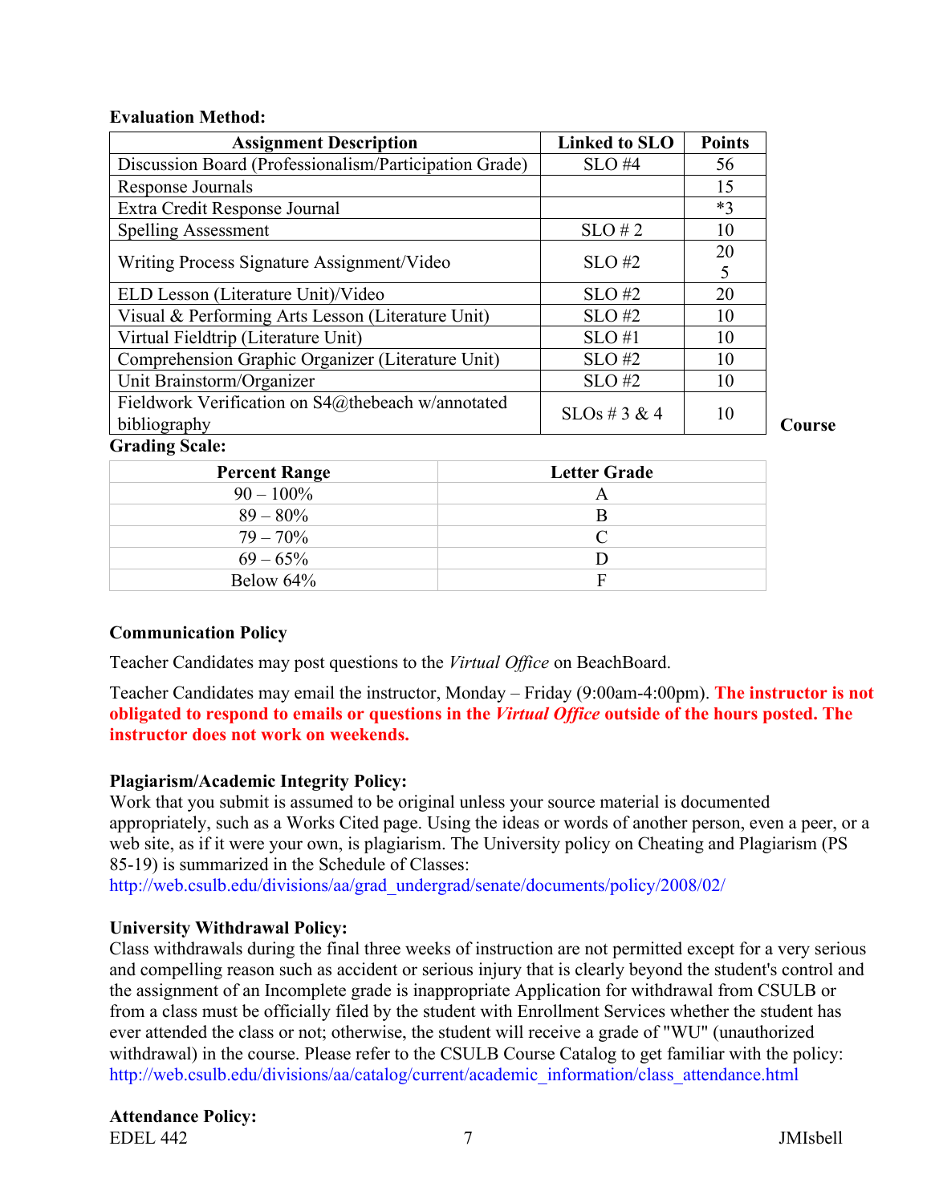**Evaluation Method:**

| Assignment Description | Linked to SLO | Points |
|---|---|---|
| Discussion Board (Professionalism/Participation Grade) | SLO #4 | 56 |
| Response Journals | | 15 |
| Extra Credit Response Journal | | *3 |
| Spelling Assessment | SLO # 2 | 10 |
| Writing Process Signature Assignment/Video | SLO #2 | 20<br>5 |
| ELD Lesson (Literature Unit)/Video | SLO #2 | 20 |
| Visual & Performing Arts Lesson (Literature Unit) | SLO #2 | 10 |
| Virtual Fieldtrip (Literature Unit) | SLO #1 | 10 |
| Comprehension Graphic Organizer (Literature Unit) | SLO #2 | 10 |
| Unit Brainstorm/Organizer | SLO #2 | 10 |
| Fieldwork Verification on S4@thebeach w/annotated bibliography | SLOs # 3 & 4 | 10 |

**Course Grading Scale:**

| Percent Range | Letter Grade |
|---|---|
| 90 – 100% | A |
| 89 – 80% | B |
| 79 – 70% | C |
| 69 – 65% | D |
| Below 64% | F |

**Communication Policy**

Teacher Candidates may post questions to the *Virtual Office* on BeachBoard.

Teacher Candidates may email the instructor, Monday – Friday (9:00am-4:00pm). **The instructor is not obligated to respond to emails or questions in the *Virtual Office* outside of the hours posted. The instructor does not work on weekends.**

**Plagiarism/Academic Integrity Policy:**

Work that you submit is assumed to be original unless your source material is documented appropriately, such as a Works Cited page. Using the ideas or words of another person, even a peer, or a web site, as if it were your own, is plagiarism. The University policy on Cheating and Plagiarism (PS 85-19) is summarized in the Schedule of Classes: http://web.csulb.edu/divisions/aa/grad_undergrad/senate/documents/policy/2008/02/

**University Withdrawal Policy:**

Class withdrawals during the final three weeks of instruction are not permitted except for a very serious and compelling reason such as accident or serious injury that is clearly beyond the student's control and the assignment of an Incomplete grade is inappropriate Application for withdrawal from CSULB or from a class must be officially filed by the student with Enrollment Services whether the student has ever attended the class or not; otherwise, the student will receive a grade of "WU" (unauthorized withdrawal) in the course. Please refer to the CSULB Course Catalog to get familiar with the policy: http://web.csulb.edu/divisions/aa/catalog/current/academic_information/class_attendance.html

**Attendance Policy:**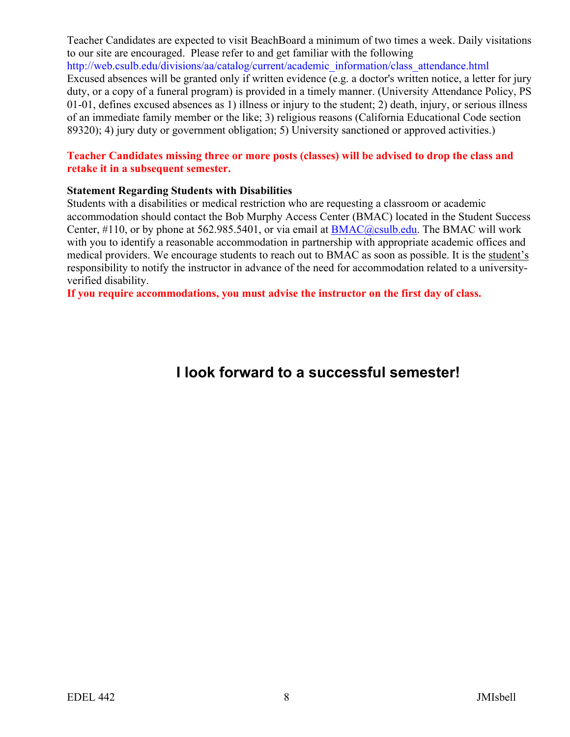Teacher Candidates are expected to visit BeachBoard a minimum of two times a week. Daily visitations to our site are encouraged. Please refer to and get familiar with the following http://web.csulb.edu/divisions/aa/catalog/current/academic_information/class_attendance.html Excused absences will be granted only if written evidence (e.g. a doctor's written notice, a letter for jury duty, or a copy of a funeral program) is provided in a timely manner. (University Attendance Policy, PS 01-01, defines excused absences as 1) illness or injury to the student; 2) death, injury, or serious illness of an immediate family member or the like; 3) religious reasons (California Educational Code section 89320); 4) jury duty or government obligation; 5) University sanctioned or approved activities.)

**Teacher Candidates missing three or more posts (classes) will be advised to drop the class and retake it in a subsequent semester.**

**Statement Regarding Students with Disabilities**

Students with a disabilities or medical restriction who are requesting a classroom or academic accommodation should contact the Bob Murphy Access Center (BMAC) located in the Student Success Center, #110, or by phone at 562.985.5401, or via email at BMAC@csulb.edu. The BMAC will work with you to identify a reasonable accommodation in partnership with appropriate academic offices and medical providers. We encourage students to reach out to BMAC as soon as possible. It is the student's responsibility to notify the instructor in advance of the need for accommodation related to a university-verified disability.

**If you require accommodations, you must advise the instructor on the first day of class.**

## I look forward to a successful semester!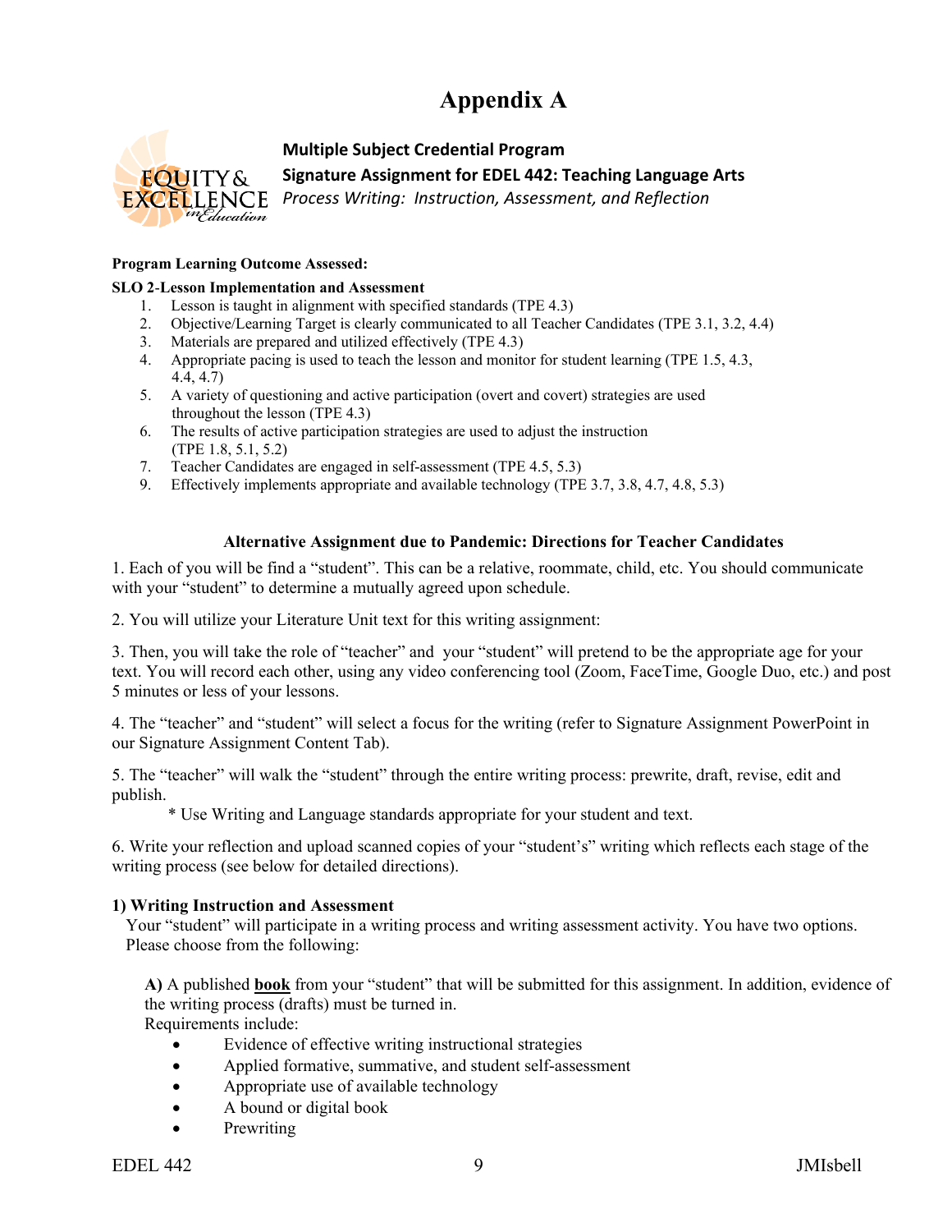# Appendix A

**Multiple Subject Credential Program**

**Signature Assignment for EDEL 442: Teaching Language Arts**

*Process Writing: Instruction, Assessment, and Reflection*

**Program Learning Outcome Assessed:**

**SLO 2-Lesson Implementation and Assessment**

1. Lesson is taught in alignment with specified standards (TPE 4.3)
2. Objective/Learning Target is clearly communicated to all Teacher Candidates (TPE 3.1, 3.2, 4.4)
3. Materials are prepared and utilized effectively (TPE 4.3)
4. Appropriate pacing is used to teach the lesson and monitor for student learning (TPE 1.5, 4.3, 4.4, 4.7)
5. A variety of questioning and active participation (overt and covert) strategies are used throughout the lesson (TPE 4.3)
6. The results of active participation strategies are used to adjust the instruction (TPE 1.8, 5.1, 5.2)
7. Teacher Candidates are engaged in self-assessment (TPE 4.5, 5.3)
9. Effectively implements appropriate and available technology (TPE 3.7, 3.8, 4.7, 4.8, 5.3)

**Alternative Assignment due to Pandemic: Directions for Teacher Candidates**

1. Each of you will be find a "student". This can be a relative, roommate, child, etc. You should communicate with your "student" to determine a mutually agreed upon schedule.

2. You will utilize your Literature Unit text for this writing assignment:

3. Then, you will take the role of "teacher" and your "student" will pretend to be the appropriate age for your text. You will record each other, using any video conferencing tool (Zoom, FaceTime, Google Duo, etc.) and post 5 minutes or less of your lessons.

4. The "teacher" and "student" will select a focus for the writing (refer to Signature Assignment PowerPoint in our Signature Assignment Content Tab).

5. The "teacher" will walk the "student" through the entire writing process: prewrite, draft, revise, edit and publish.

   * Use Writing and Language standards appropriate for your student and text.

6. Write your reflection and upload scanned copies of your "student's" writing which reflects each stage of the writing process (see below for detailed directions).

**1) Writing Instruction and Assessment**

Your "student" will participate in a writing process and writing assessment activity. You have two options. Please choose from the following:

**A)** A published **book** from your "student" that will be submitted for this assignment. In addition, evidence of the writing process (drafts) must be turned in.

Requirements include:

- Evidence of effective writing instructional strategies
- Applied formative, summative, and student self-assessment
- Appropriate use of available technology
- A bound or digital book
- Prewriting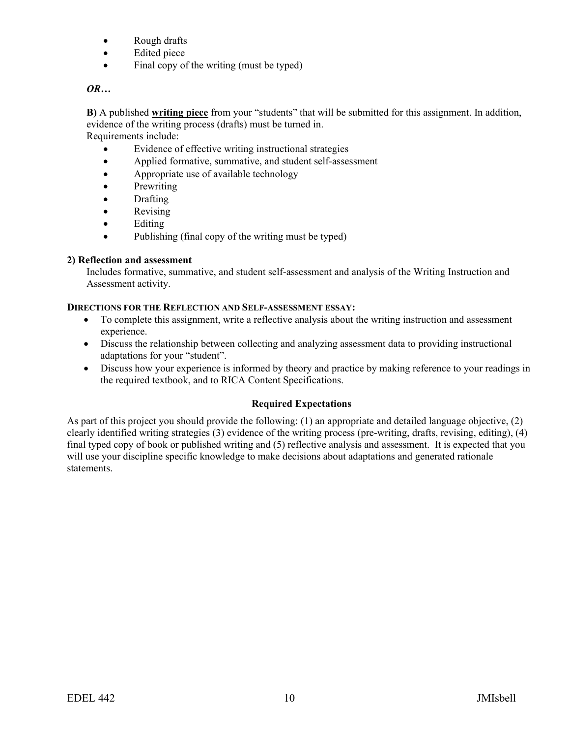- Rough drafts
- Edited piece
- Final copy of the writing (must be typed)

***OR…***

**B)** A published **<u>writing piece</u>** from your "students" that will be submitted for this assignment. In addition, evidence of the writing process (drafts) must be turned in.
Requirements include:

- Evidence of effective writing instructional strategies
- Applied formative, summative, and student self-assessment
- Appropriate use of available technology
- Prewriting
- Drafting
- Revising
- Editing
- Publishing (final copy of the writing must be typed)

**2) Reflection and assessment**

Includes formative, summative, and student self-assessment and analysis of the Writing Instruction and Assessment activity.

**DIRECTIONS FOR THE REFLECTION AND SELF-ASSESSMENT ESSAY:**

- To complete this assignment, write a reflective analysis about the writing instruction and assessment experience.
- Discuss the relationship between collecting and analyzing assessment data to providing instructional adaptations for your "student".
- Discuss how your experience is informed by theory and practice by making reference to your readings in the <u>required textbook, and to RICA Content Specifications.</u>

**Required Expectations**

As part of this project you should provide the following: (1) an appropriate and detailed language objective, (2) clearly identified writing strategies (3) evidence of the writing process (pre-writing, drafts, revising, editing), (4) final typed copy of book or published writing and (5) reflective analysis and assessment. It is expected that you will use your discipline specific knowledge to make decisions about adaptations and generated rationale statements.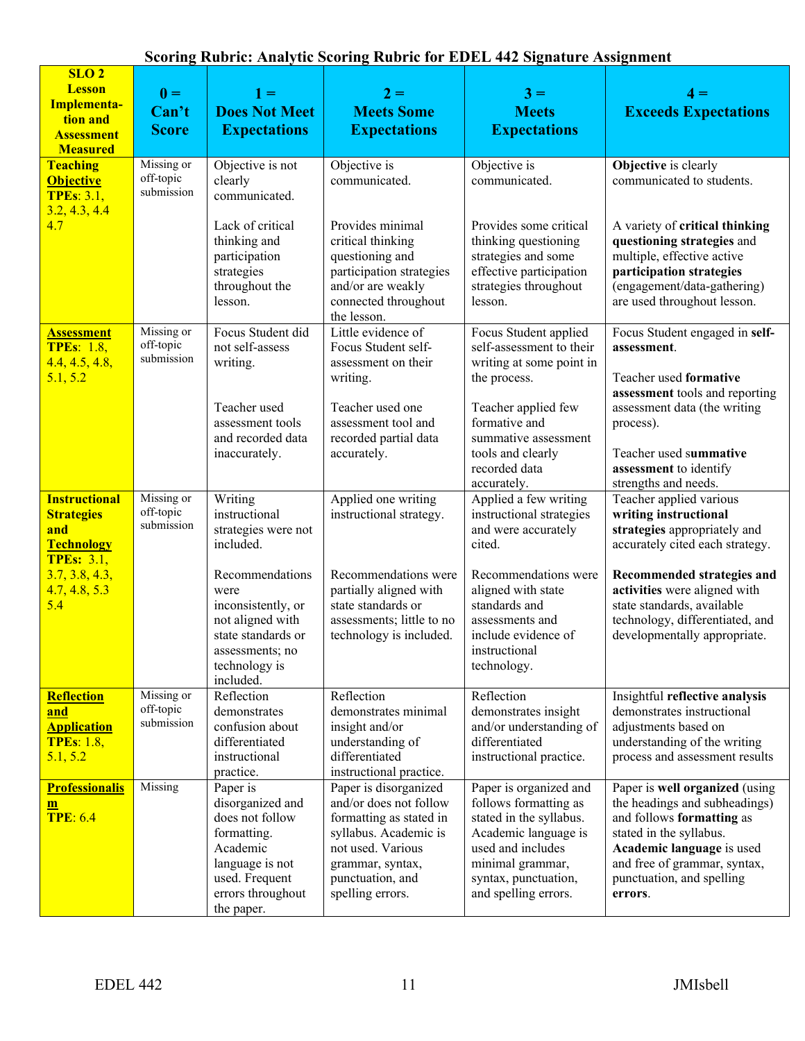**Scoring Rubric: Analytic Scoring Rubric for EDEL 442 Signature Assignment**

| **SLO 2 Lesson Implementa-tion and Assessment Measured** | **0 = Can't Score** | **1 = Does Not Meet Expectations** | **2 = Meets Some Expectations** | **3 = Meets Expectations** | **4 = Exceeds Expectations** |
|---|---|---|---|---|---|
| **Teaching Objective** **TPEs**: 3.1, 3.2, 4.3, 4.4 4.7 | Missing or off-topic submission | Objective is not clearly communicated.<br><br>Lack of critical thinking and participation strategies throughout the lesson. | Objective is communicated.<br><br>Provides minimal critical thinking questioning and participation strategies and/or are weakly connected throughout the lesson. | Objective is communicated.<br><br>Provides some critical thinking questioning strategies and some effective participation strategies throughout lesson. | **Objective** is clearly communicated to students.<br><br>A variety of **critical thinking questioning strategies** and multiple, effective active **participation strategies** (engagement/data-gathering) are used throughout lesson. |
| **Assessment** **TPEs**: 1.8, 4.4, 4.5, 4.8, 5.1, 5.2 | Missing or off-topic submission | Focus Student did not self-assess writing.<br><br>Teacher used assessment tools and recorded data inaccurately. | Little evidence of Focus Student self-assessment on their writing.<br><br>Teacher used one assessment tool and recorded partial data accurately. | Focus Student applied self-assessment to their writing at some point in the process.<br><br>Teacher applied few formative and summative assessment tools and clearly recorded data accurately. | Focus Student engaged in **self-assessment**.<br><br>Teacher used **formative assessment** tools and reporting assessment data (the writing process).<br><br>Teacher used **summative assessment** to identify strengths and needs. |
| **Instructional Strategies and Technology** **TPEs:** 3.1, 3.7, 3.8, 4.3, 4.7, 4.8, 5.3 5.4 | Missing or off-topic submission | Writing instructional strategies were not included.<br><br>Recommendations were inconsistently, or not aligned with state standards or assessments; no technology is included. | Applied one writing instructional strategy.<br><br>Recommendations were partially aligned with state standards or assessments; little to no technology is included. | Applied a few writing instructional strategies and were accurately cited.<br><br>Recommendations were aligned with state standards and assessments and include evidence of instructional technology. | Teacher applied various **writing instructional strategies** appropriately and accurately cited each strategy.<br><br>**Recommended strategies and activities** were aligned with state standards, available technology, differentiated, and developmentally appropriate. |
| **Reflection and Application** **TPEs**: 1.8, 5.1, 5.2 | Missing or off-topic submission | Reflection demonstrates confusion about differentiated instructional practice. | Reflection demonstrates minimal insight and/or understanding of differentiated instructional practice. | Reflection demonstrates insight and/or understanding of differentiated instructional practice. | Insightful **reflective analysis** demonstrates instructional adjustments based on understanding of the writing process and assessment results |
| **Professionalism** **TPE**: 6.4 | Missing | Paper is disorganized and does not follow formatting. Academic language is not used. Frequent errors throughout the paper. | Paper is disorganized and/or does not follow formatting as stated in syllabus. Academic is not used. Various grammar, syntax, punctuation, and spelling errors. | Paper is organized and follows formatting as stated in the syllabus. Academic language is used and includes minimal grammar, syntax, punctuation, and spelling errors. | Paper is **well organized** (using the headings and subheadings) and follows **formatting** as stated in the syllabus. **Academic language** is used and free of grammar, syntax, punctuation, and spelling **errors**. |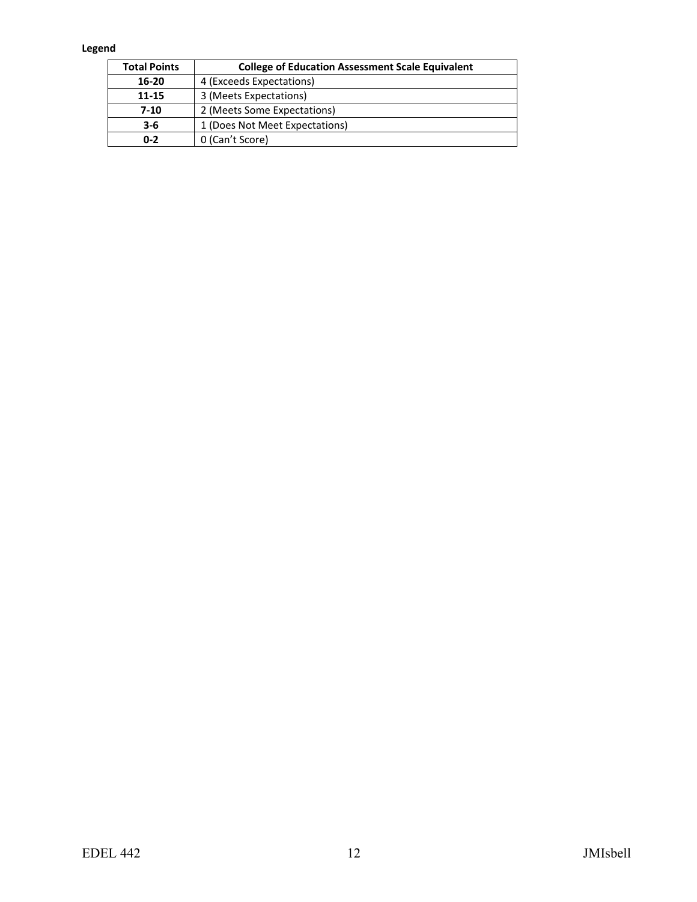**Legend**

| Total Points | College of Education Assessment Scale Equivalent |
|---|---|
| **16-20** | 4 (Exceeds Expectations) |
| **11-15** | 3 (Meets Expectations) |
| **7-10** | 2 (Meets Some Expectations) |
| **3-6** | 1 (Does Not Meet Expectations) |
| **0-2** | 0 (Can't Score) |